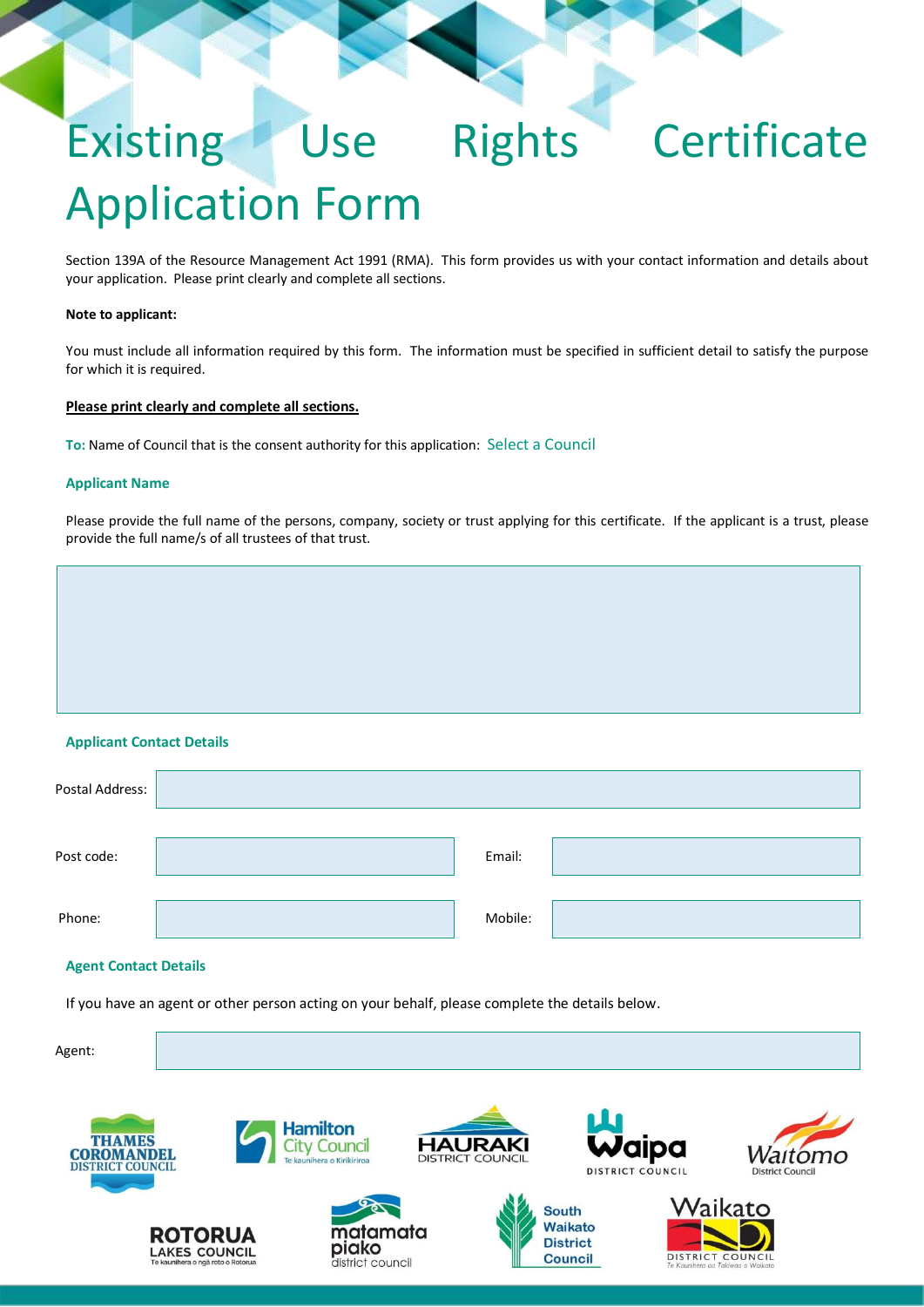# Existing Use Rights Certificate Application Form

Section 139A of the Resource Management Act 1991 (RMA). This form provides us with your contact information and details about your application. Please print clearly and complete all sections.

**Note to applicant:**

You must include all information required by this form. The information must be specified in sufficient detail to satisfy the purpose for which it is required.

**Please print clearly and complete all sections.**

**To:** Name of Council that is the consent authority for this application: Select a Council

### Applicant Name

Please provide the full name of the persons, company, society or trust applying for this certificate. If the applicant is a trust, please provide the full name/s of all trustees of that trust.

### Applicant Contact Details

| | | | |
|---|---|---|---|
| Postal Address: | | | |
| Post code: | | Email: | |
| Phone: | | Mobile: | |

### Agent Contact Details

If you have an agent or other person acting on your behalf, please complete the details below.

| | |
|---|---|
| Agent: | |

Thames Coromandel District Council · Hamilton City Council · Hauraki District Council · Waipa District Council · Waitomo District Council · Rotorua Lakes Council · Matamata Piako District Council · South Waikato District Council · Waikato District Council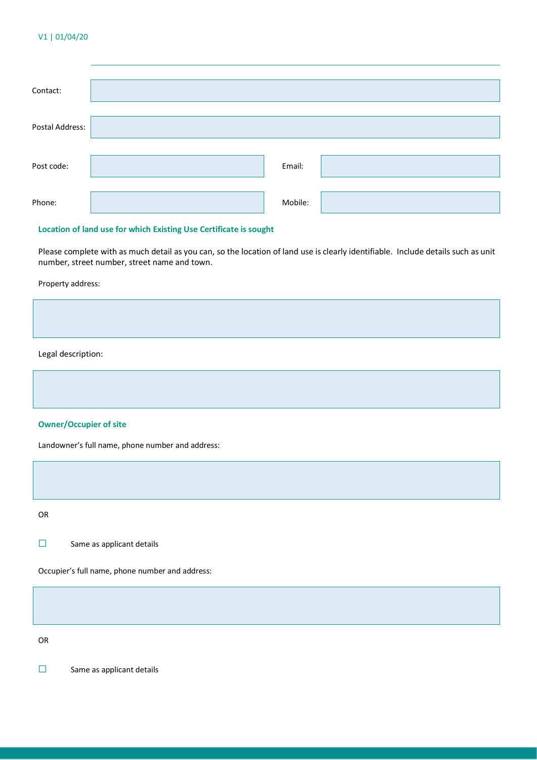Contact:

Postal Address:

Post code: Email:

Phone: Mobile:

### Location of land use for which Existing Use Certificate is sought

Please complete with as much detail as you can, so the location of land use is clearly identifiable. Include details such as unit number, street number, street name and town.

Property address:

Legal description:

### Owner/Occupier of site

Landowner's full name, phone number and address:

OR

☐ Same as applicant details

Occupier's full name, phone number and address:

OR

☐ Same as applicant details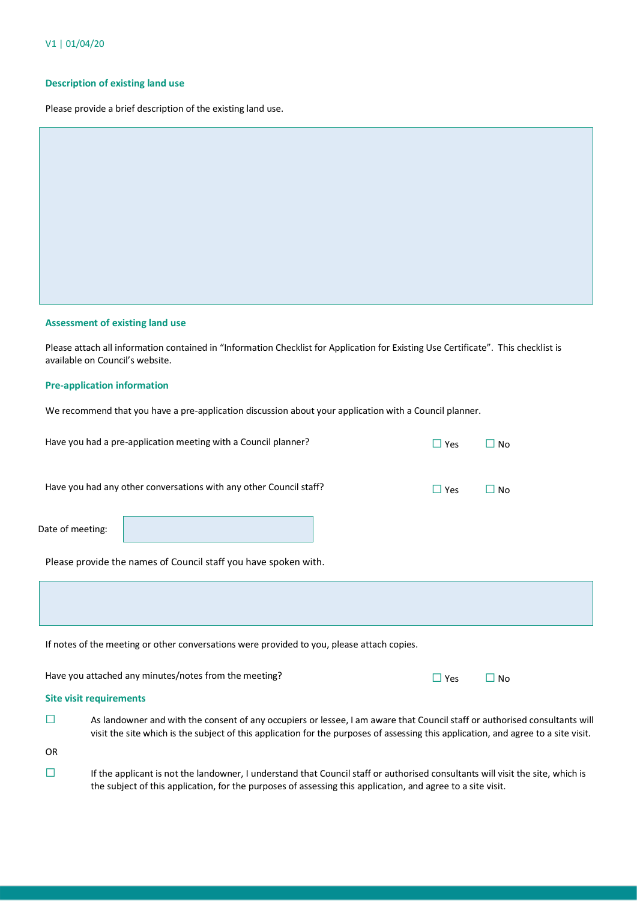### Description of existing land use

Please provide a brief description of the existing land use.

### Assessment of existing land use

Please attach all information contained in "Information Checklist for Application for Existing Use Certificate". This checklist is available on Council's website.

### Pre-application information

We recommend that you have a pre-application discussion about your application with a Council planner.

Have you had a pre-application meeting with a Council planner? ☐ Yes ☐ No

Have you had any other conversations with any other Council staff? ☐ Yes ☐ No

Date of meeting:

Please provide the names of Council staff you have spoken with.

If notes of the meeting or other conversations were provided to you, please attach copies.

Have you attached any minutes/notes from the meeting? ☐ Yes ☐ No

### Site visit requirements

☐ As landowner and with the consent of any occupiers or lessee, I am aware that Council staff or authorised consultants will visit the site which is the subject of this application for the purposes of assessing this application, and agree to a site visit.

OR

☐ If the applicant is not the landowner, I understand that Council staff or authorised consultants will visit the site, which is the subject of this application, for the purposes of assessing this application, and agree to a site visit.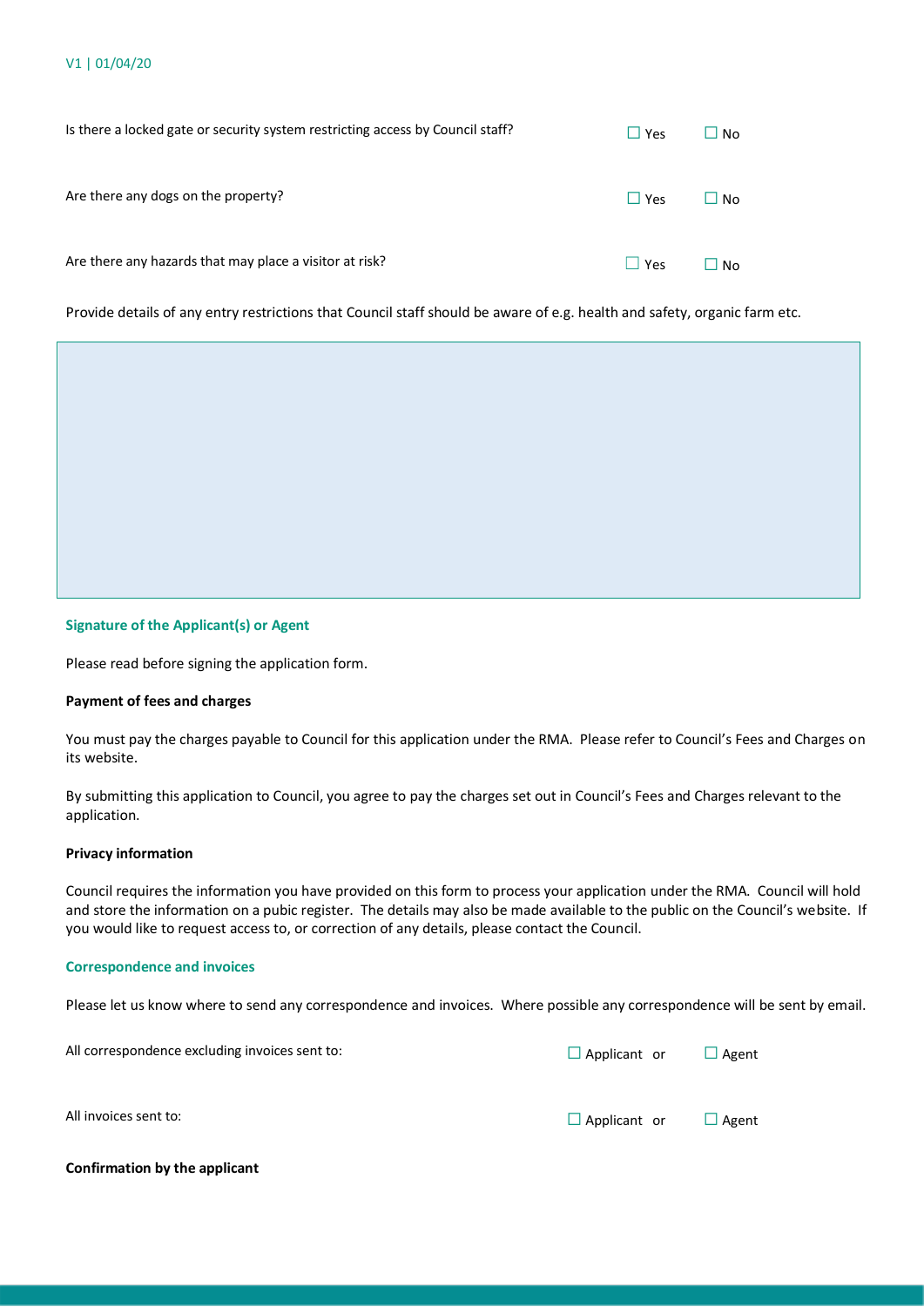Is there a locked gate or security system restricting access by Council staff? ☐ Yes ☐ No

Are there any dogs on the property? ☐ Yes ☐ No

Are there any hazards that may place a visitor at risk? ☐ Yes ☐ No

Provide details of any entry restrictions that Council staff should be aware of e.g. health and safety, organic farm etc.

## Signature of the Applicant(s) or Agent

Please read before signing the application form.

**Payment of fees and charges**

You must pay the charges payable to Council for this application under the RMA. Please refer to Council's Fees and Charges on its website.

By submitting this application to Council, you agree to pay the charges set out in Council's Fees and Charges relevant to the application.

**Privacy information**

Council requires the information you have provided on this form to process your application under the RMA. Council will hold and store the information on a pubic register. The details may also be made available to the public on the Council's website. If you would like to request access to, or correction of any details, please contact the Council.

## Correspondence and invoices

Please let us know where to send any correspondence and invoices. Where possible any correspondence will be sent by email.

All correspondence excluding invoices sent to: ☐ Applicant or ☐ Agent

All invoices sent to: ☐ Applicant or ☐ Agent

**Confirmation by the applicant**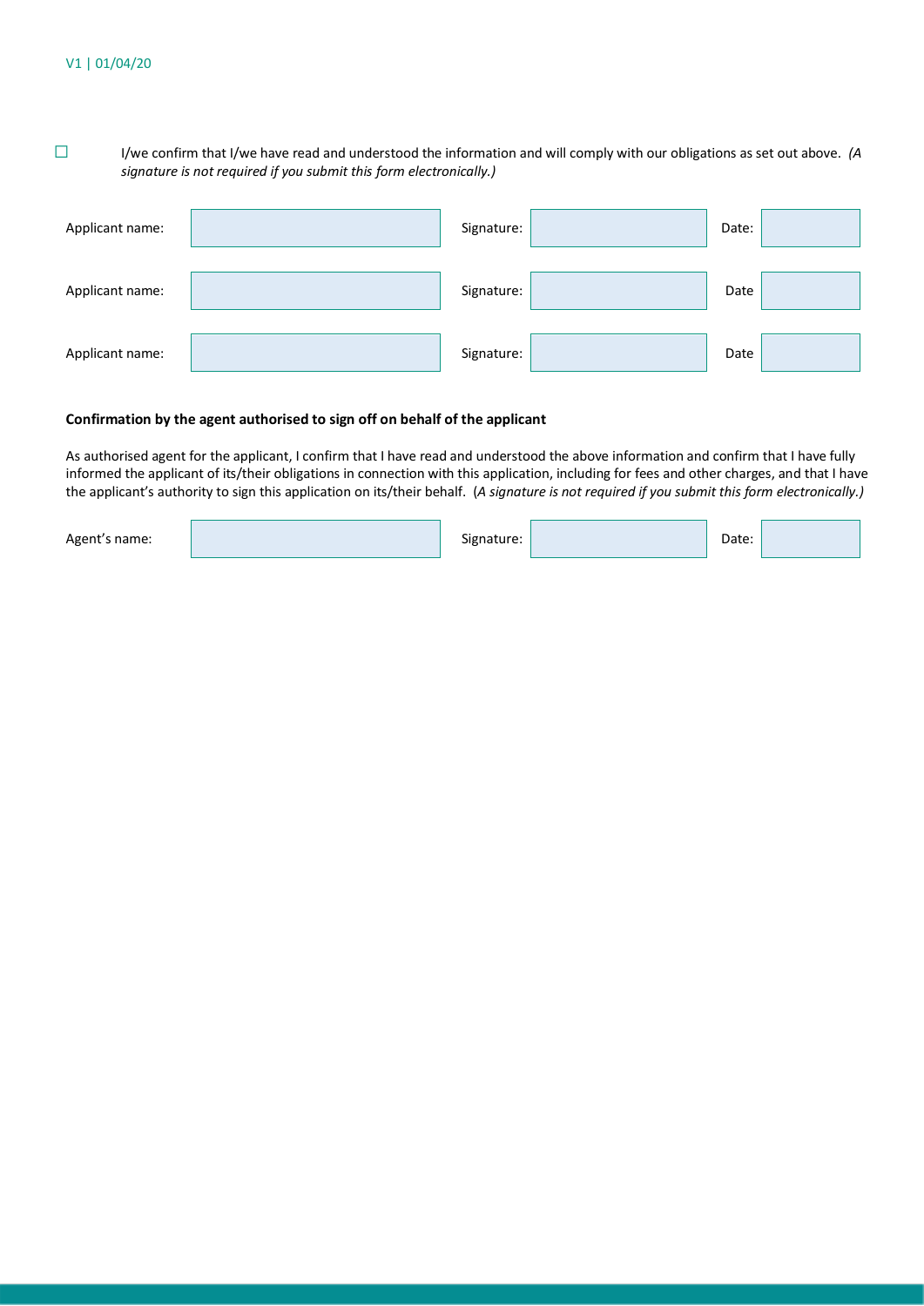☐ I/we confirm that I/we have read and understood the information and will comply with our obligations as set out above. *(A signature is not required if you submit this form electronically.)*

| | | | | | |
|---|---|---|---|---|---|
| Applicant name: | | Signature: | | Date: | |
| Applicant name: | | Signature: | | Date | |
| Applicant name: | | Signature: | | Date | |

**Confirmation by the agent authorised to sign off on behalf of the applicant**

As authorised agent for the applicant, I confirm that I have read and understood the above information and confirm that I have fully informed the applicant of its/their obligations in connection with this application, including for fees and other charges, and that I have the applicant's authority to sign this application on its/their behalf. (*A signature is not required if you submit this form electronically.)*

| | | | | | |
|---|---|---|---|---|---|
| Agent's name: | | Signature: | | Date: | |